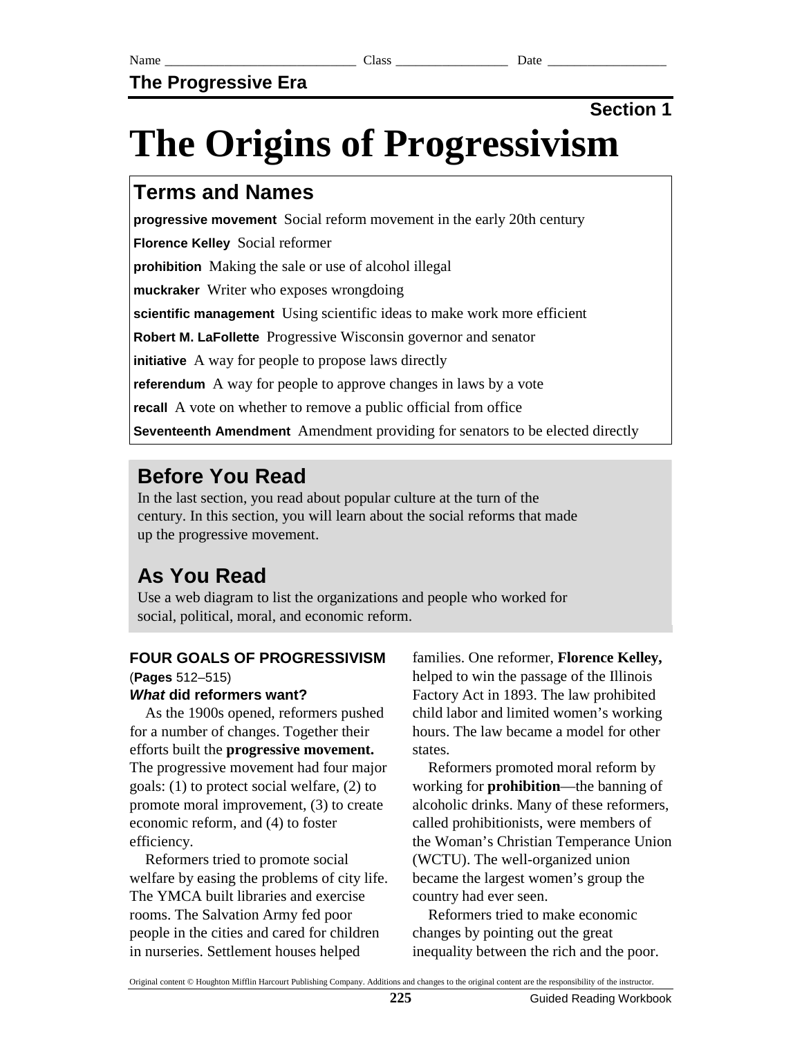Name ____________________________ Class _________________ Date __________________

**The Progressive Era**

**Section 1**

# The Origins of Progressivism

## Terms and Names

**progressive movement** Social reform movement in the early 20th century

**Florence Kelley** Social reformer

**prohibition** Making the sale or use of alcohol illegal

**muckraker** Writer who exposes wrongdoing

**scientific management** Using scientific ideas to make work more efficient

**Robert M. LaFollette** Progressive Wisconsin governor and senator

**initiative** A way for people to propose laws directly

**referendum** A way for people to approve changes in laws by a vote

**recall** A vote on whether to remove a public official from office

**Seventeenth Amendment** Amendment providing for senators to be elected directly

## Before You Read

In the last section, you read about popular culture at the turn of the century. In this section, you will learn about the social reforms that made up the progressive movement.

## As You Read

Use a web diagram to list the organizations and people who worked for social, political, moral, and economic reform.

### FOUR GOALS OF PROGRESSIVISM

(**Pages** 512–515)

***What* did reformers want?**

As the 1900s opened, reformers pushed for a number of changes. Together their efforts built the **progressive movement.** The progressive movement had four major goals: (1) to protect social welfare, (2) to promote moral improvement, (3) to create economic reform, and (4) to foster efficiency.

Reformers tried to promote social welfare by easing the problems of city life. The YMCA built libraries and exercise rooms. The Salvation Army fed poor people in the cities and cared for children in nurseries. Settlement houses helped families. One reformer, **Florence Kelley,** helped to win the passage of the Illinois Factory Act in 1893. The law prohibited child labor and limited women's working hours. The law became a model for other states.

Reformers promoted moral reform by working for **prohibition**—the banning of alcoholic drinks. Many of these reformers, called prohibitionists, were members of the Woman's Christian Temperance Union (WCTU). The well-organized union became the largest women's group the country had ever seen.

Reformers tried to make economic changes by pointing out the great inequality between the rich and the poor.

Original content © Houghton Mifflin Harcourt Publishing Company. Additions and changes to the original content are the responsibility of the instructor.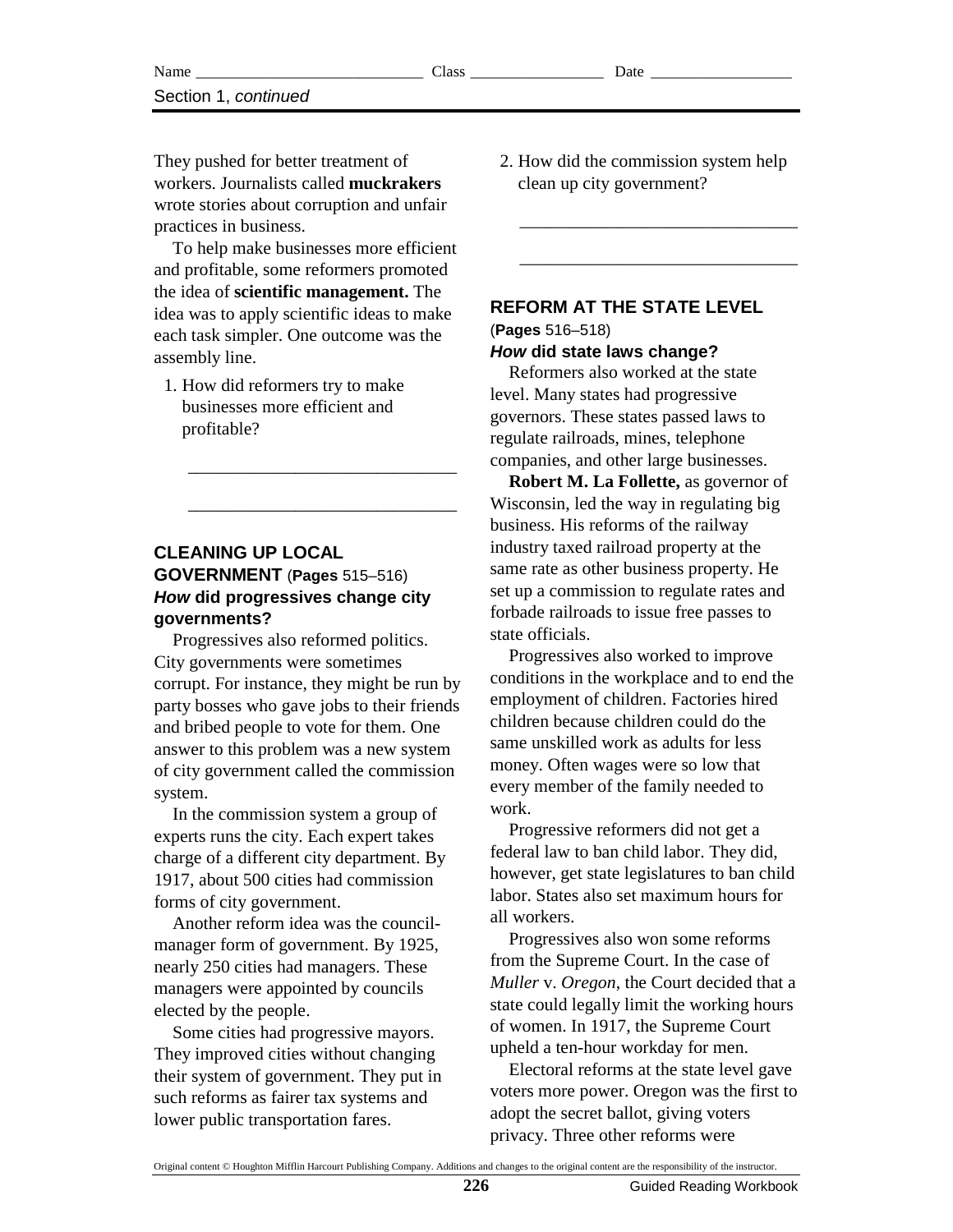They pushed for better treatment of workers. Journalists called **muckrakers** wrote stories about corruption and unfair practices in business.

To help make businesses more efficient and profitable, some reformers promoted the idea of **scientific management.** The idea was to apply scientific ideas to make each task simpler. One outcome was the assembly line.

1. How did reformers try to make businesses more efficient and profitable?

_______________________________

_______________________________

### CLEANING UP LOCAL GOVERNMENT (Pages 515–516)

#### *How* did progressives change city governments?

Progressives also reformed politics. City governments were sometimes corrupt. For instance, they might be run by party bosses who gave jobs to their friends and bribed people to vote for them. One answer to this problem was a new system of city government called the commission system.

In the commission system a group of experts runs the city. Each expert takes charge of a different city department. By 1917, about 500 cities had commission forms of city government.

Another reform idea was the council-manager form of government. By 1925, nearly 250 cities had managers. These managers were appointed by councils elected by the people.

Some cities had progressive mayors. They improved cities without changing their system of government. They put in such reforms as fairer tax systems and lower public transportation fares.

2. How did the commission system help clean up city government?

_______________________________

_______________________________

### REFORM AT THE STATE LEVEL (Pages 516–518)

#### *How* did state laws change?

Reformers also worked at the state level. Many states had progressive governors. These states passed laws to regulate railroads, mines, telephone companies, and other large businesses.

**Robert M. La Follette,** as governor of Wisconsin, led the way in regulating big business. His reforms of the railway industry taxed railroad property at the same rate as other business property. He set up a commission to regulate rates and forbade railroads to issue free passes to state officials.

Progressives also worked to improve conditions in the workplace and to end the employment of children. Factories hired children because children could do the same unskilled work as adults for less money. Often wages were so low that every member of the family needed to work.

Progressive reformers did not get a federal law to ban child labor. They did, however, get state legislatures to ban child labor. States also set maximum hours for all workers.

Progressives also won some reforms from the Supreme Court. In the case of *Muller* v. *Oregon*, the Court decided that a state could legally limit the working hours of women. In 1917, the Supreme Court upheld a ten-hour workday for men.

Electoral reforms at the state level gave voters more power. Oregon was the first to adopt the secret ballot, giving voters privacy. Three other reforms were

Original content © Houghton Mifflin Harcourt Publishing Company. Additions and changes to the original content are the responsibility of the instructor.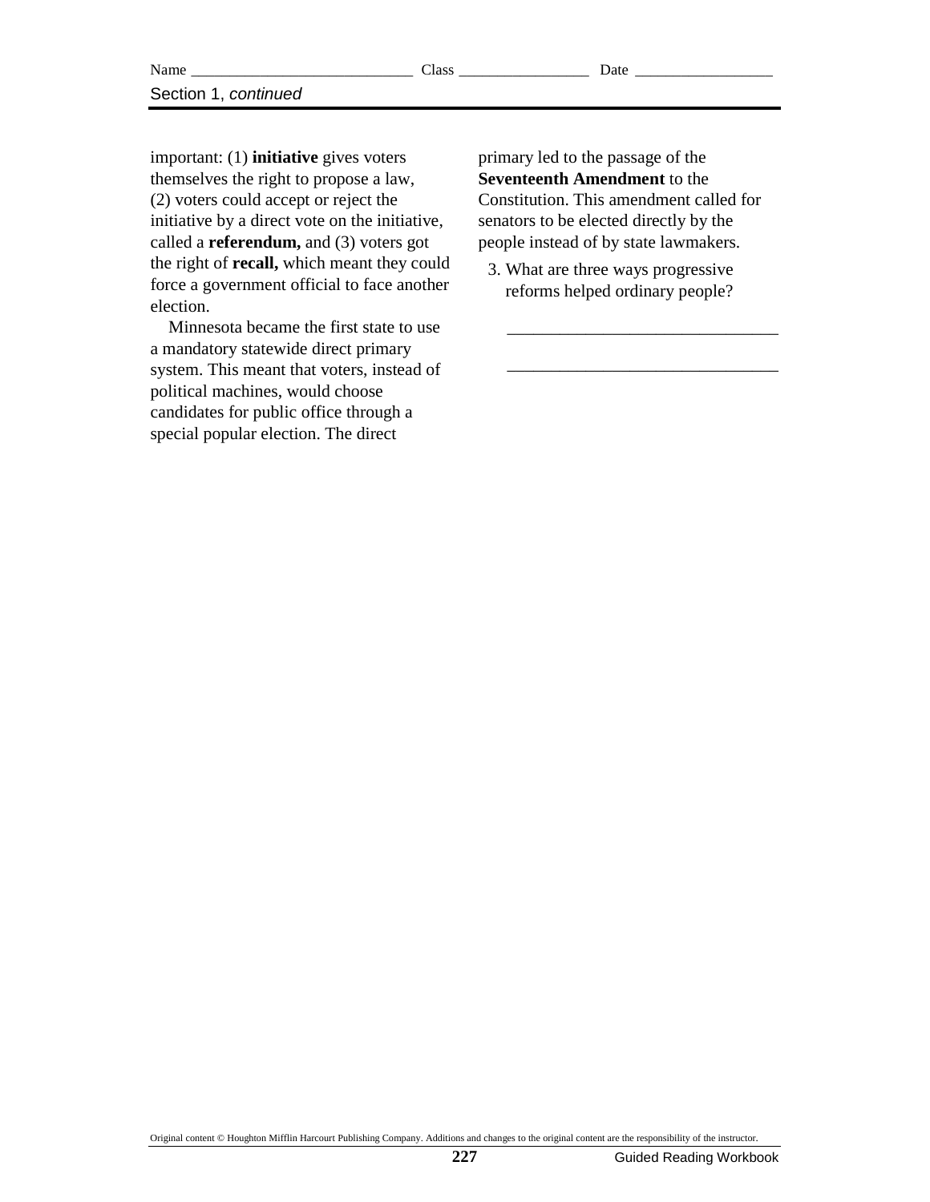important: (1) **initiative** gives voters themselves the right to propose a law, (2) voters could accept or reject the initiative by a direct vote on the initiative, called a **referendum,** and (3) voters got the right of **recall,** which meant they could force a government official to face another election.

Minnesota became the first state to use a mandatory statewide direct primary system. This meant that voters, instead of political machines, would choose candidates for public office through a special popular election. The direct primary led to the passage of the **Seventeenth Amendment** to the Constitution. This amendment called for senators to be elected directly by the people instead of by state lawmakers.

3. What are three ways progressive reforms helped ordinary people?

_______________________________

_______________________________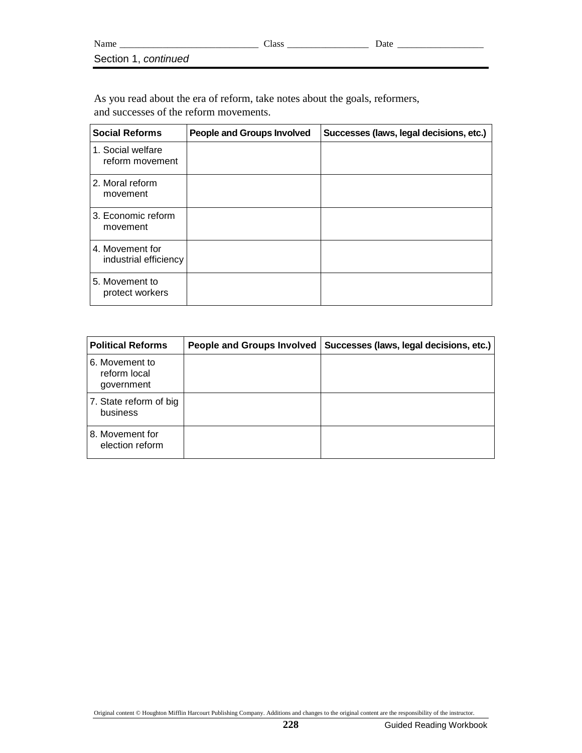Name ______________________________ Class __________________ Date ___________________

Section 1, *continued*

As you read about the era of reform, take notes about the goals, reformers, and successes of the reform movements.

| Social Reforms | People and Groups Involved | Successes (laws, legal decisions, etc.) |
|---|---|---|
| 1. Social welfare reform movement | | |
| 2. Moral reform movement | | |
| 3. Economic reform movement | | |
| 4. Movement for industrial efficiency | | |
| 5. Movement to protect workers | | |

| Political Reforms | People and Groups Involved | Successes (laws, legal decisions, etc.) |
|---|---|---|
| 6. Movement to reform local government | | |
| 7. State reform of big business | | |
| 8. Movement for election reform | | |

Original content © Houghton Mifflin Harcourt Publishing Company. Additions and changes to the original content are the responsibility of the instructor.